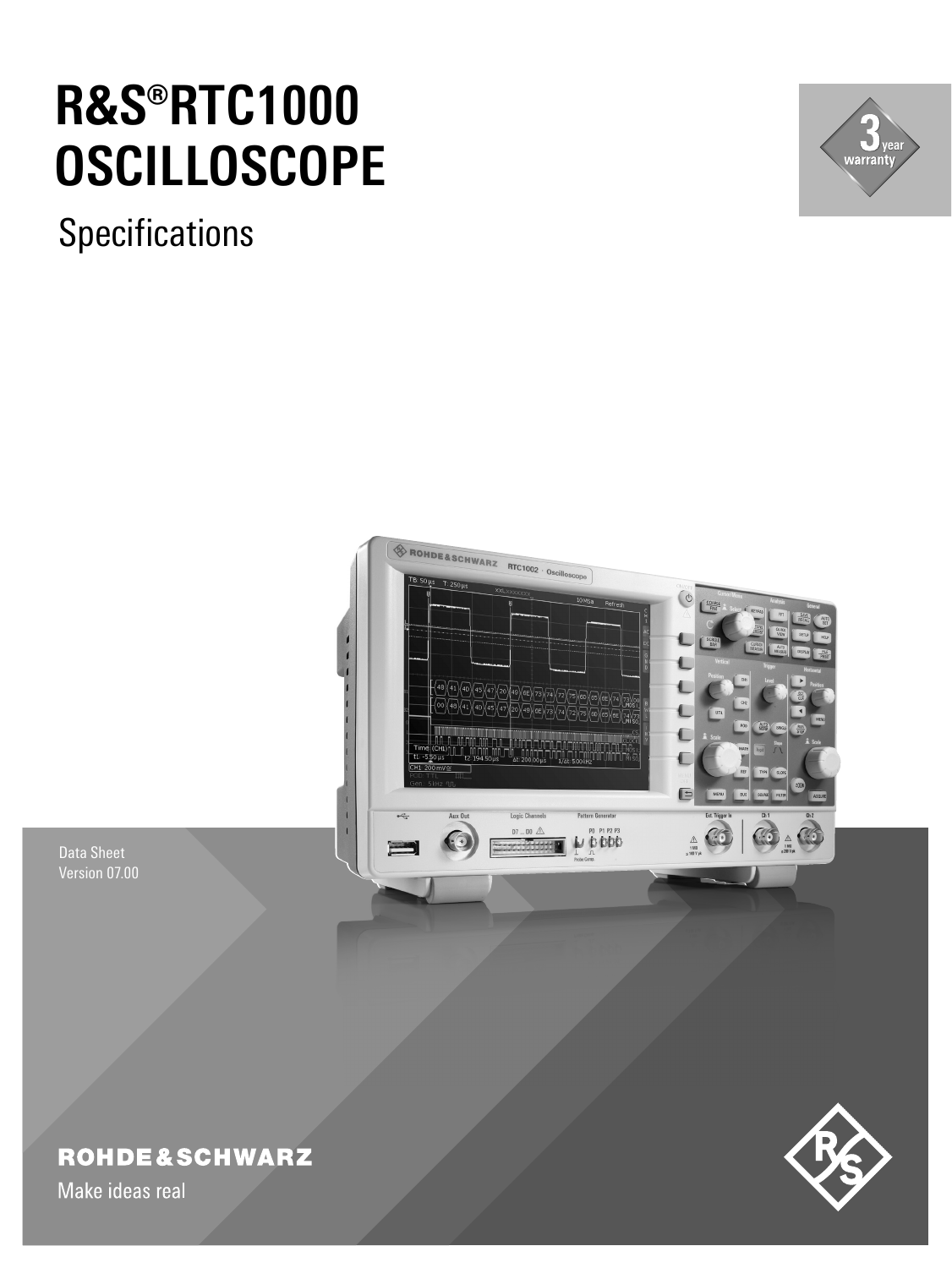# R&S®RTC1000 OSCILLOSCOPE

Specifications

3 year warranty

Data Sheet
Version 07.00

ROHDE&SCHWARZ

Make ideas real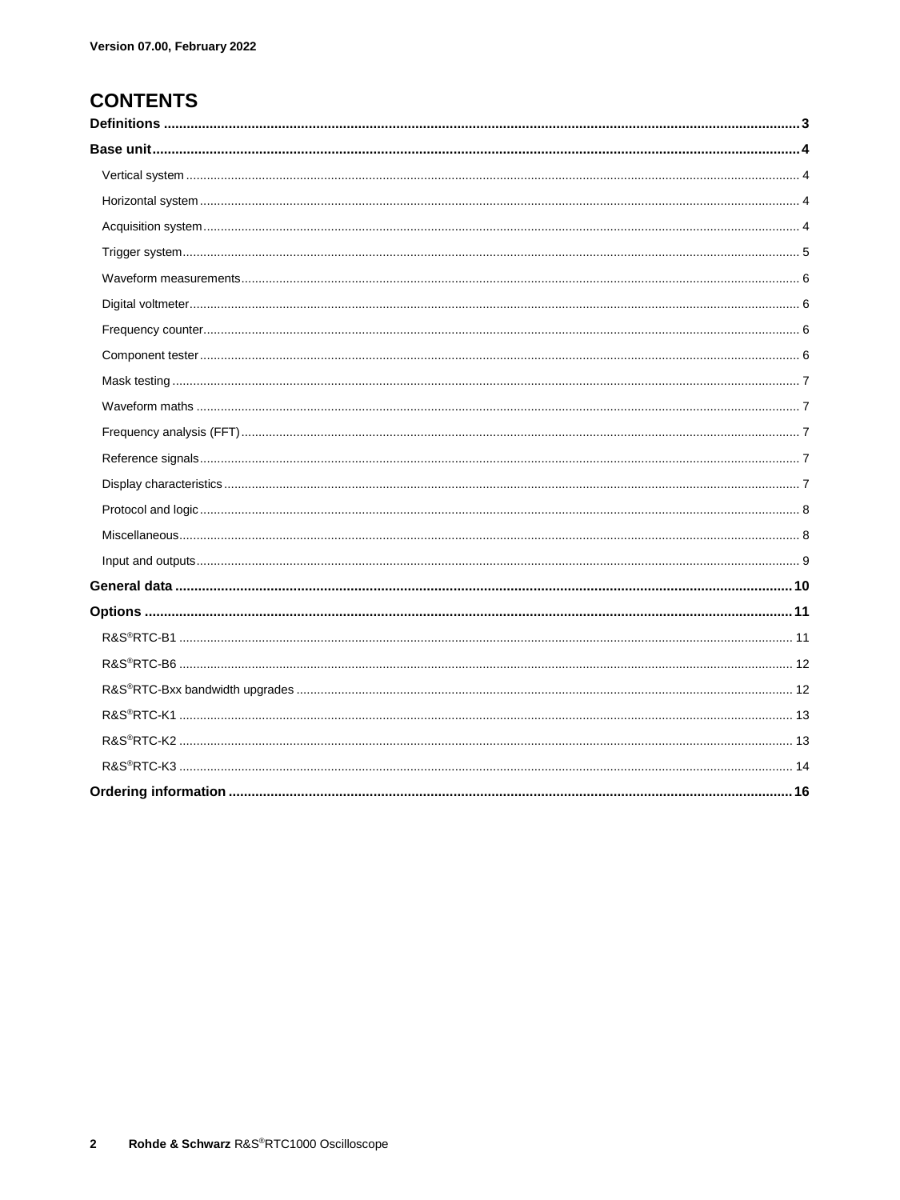Version 07.00, February 2022

# CONTENTS

- **Definitions** ........ 3
- **Base unit** ........ 4
  - Vertical system ........ 4
  - Horizontal system ........ 4
  - Acquisition system ........ 4
  - Trigger system ........ 5
  - Waveform measurements ........ 6
  - Digital voltmeter ........ 6
  - Frequency counter ........ 6
  - Component tester ........ 6
  - Mask testing ........ 7
  - Waveform maths ........ 7
  - Frequency analysis (FFT) ........ 7
  - Reference signals ........ 7
  - Display characteristics ........ 7
  - Protocol and logic ........ 8
  - Miscellaneous ........ 8
  - Input and outputs ........ 9
- **General data** ........ 10
- **Options** ........ 11
  - R&S®RTC-B1 ........ 11
  - R&S®RTC-B6 ........ 12
  - R&S®RTC-Bxx bandwidth upgrades ........ 12
  - R&S®RTC-K1 ........ 13
  - R&S®RTC-K2 ........ 13
  - R&S®RTC-K3 ........ 14
- **Ordering information** ........ 16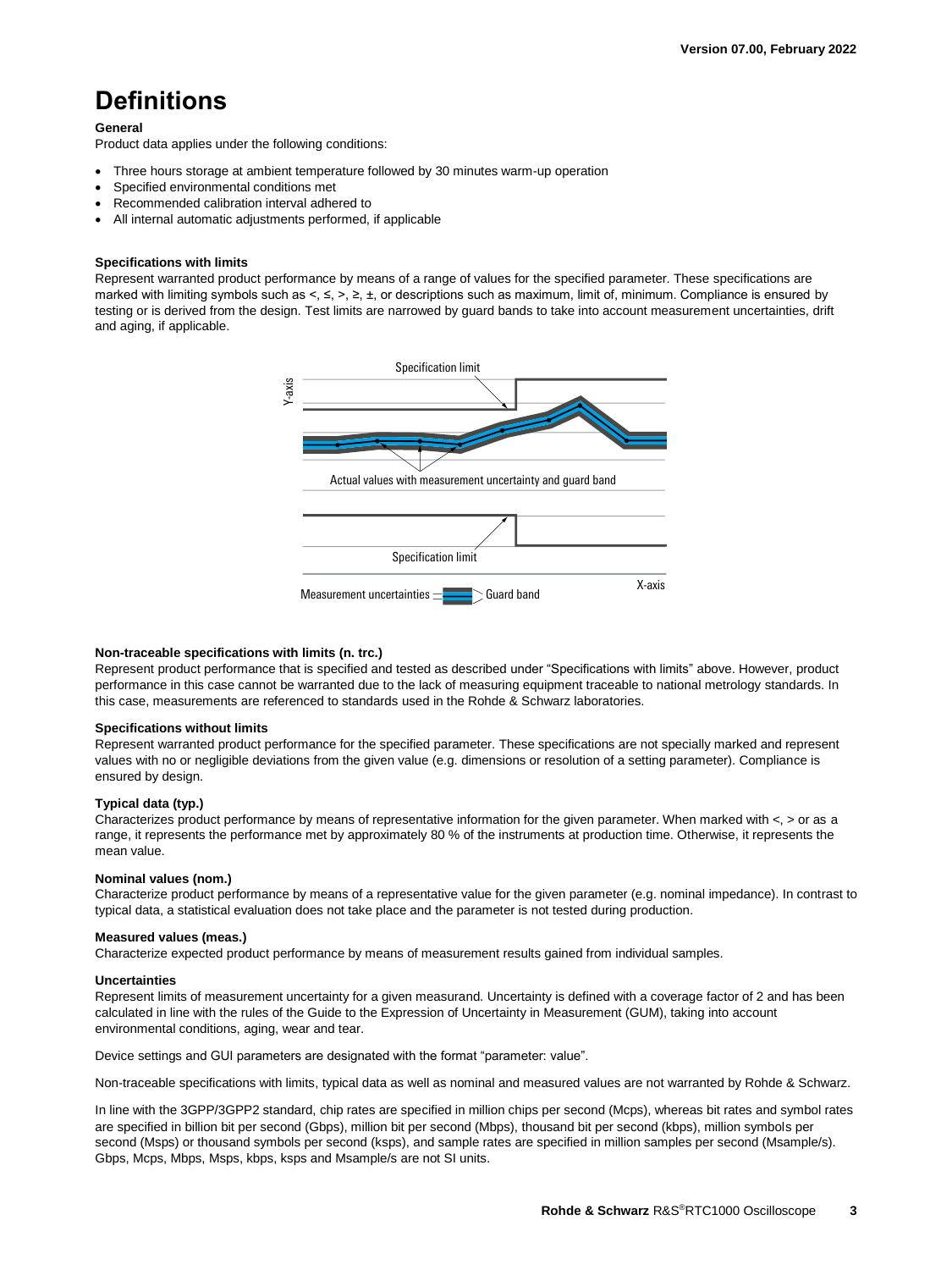# Definitions

**General**

Product data applies under the following conditions:

- Three hours storage at ambient temperature followed by 30 minutes warm-up operation
- Specified environmental conditions met
- Recommended calibration interval adhered to
- All internal automatic adjustments performed, if applicable

**Specifications with limits**

Represent warranted product performance by means of a range of values for the specified parameter. These specifications are marked with limiting symbols such as <, ≤, >, ≥, ±, or descriptions such as maximum, limit of, minimum. Compliance is ensured by testing or is derived from the design. Test limits are narrowed by guard bands to take into account measurement uncertainties, drift and aging, if applicable.

Specification limit

Y-axis

Actual values with measurement uncertainty and guard band

Specification limit

X-axis

Measurement uncertainties Guard band

**Non-traceable specifications with limits (n. trc.)**

Represent product performance that is specified and tested as described under "Specifications with limits" above. However, product performance in this case cannot be warranted due to the lack of measuring equipment traceable to national metrology standards. In this case, measurements are referenced to standards used in the Rohde & Schwarz laboratories.

**Specifications without limits**

Represent warranted product performance for the specified parameter. These specifications are not specially marked and represent values with no or negligible deviations from the given value (e.g. dimensions or resolution of a setting parameter). Compliance is ensured by design.

**Typical data (typ.)**

Characterizes product performance by means of representative information for the given parameter. When marked with <, > or as a range, it represents the performance met by approximately 80 % of the instruments at production time. Otherwise, it represents the mean value.

**Nominal values (nom.)**

Characterize product performance by means of a representative value for the given parameter (e.g. nominal impedance). In contrast to typical data, a statistical evaluation does not take place and the parameter is not tested during production.

**Measured values (meas.)**

Characterize expected product performance by means of measurement results gained from individual samples.

**Uncertainties**

Represent limits of measurement uncertainty for a given measurand. Uncertainty is defined with a coverage factor of 2 and has been calculated in line with the rules of the Guide to the Expression of Uncertainty in Measurement (GUM), taking into account environmental conditions, aging, wear and tear.

Device settings and GUI parameters are designated with the format "parameter: value".

Non-traceable specifications with limits, typical data as well as nominal and measured values are not warranted by Rohde & Schwarz.

In line with the 3GPP/3GPP2 standard, chip rates are specified in million chips per second (Mcps), whereas bit rates and symbol rates are specified in billion bit per second (Gbps), million bit per second (Mbps), thousand bit per second (kbps), million symbols per second (Msps) or thousand symbols per second (ksps), and sample rates are specified in million samples per second (Msample/s). Gbps, Mcps, Mbps, Msps, kbps, ksps and Msample/s are not SI units.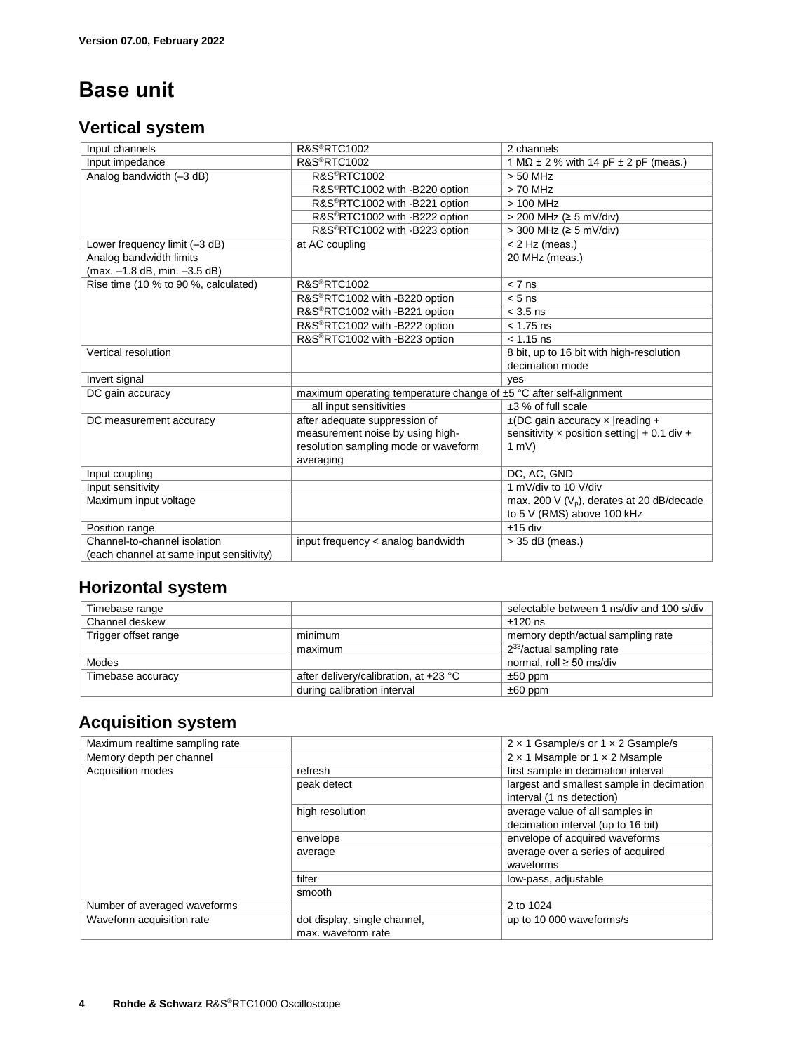# Base unit

## Vertical system

| Input channels | R&S®RTC1002 | 2 channels |
|---|---|---|
| Input impedance | R&S®RTC1002 | 1 MΩ ± 2 % with 14 pF ± 2 pF (meas.) |
| Analog bandwidth (–3 dB) | R&S®RTC1002 | > 50 MHz |
| | R&S®RTC1002 with -B220 option | > 70 MHz |
| | R&S®RTC1002 with -B221 option | > 100 MHz |
| | R&S®RTC1002 with -B222 option | > 200 MHz (≥ 5 mV/div) |
| | R&S®RTC1002 with -B223 option | > 300 MHz (≥ 5 mV/div) |
| Lower frequency limit (–3 dB) | at AC coupling | < 2 Hz (meas.) |
| Analog bandwidth limits (max. –1.8 dB, min. –3.5 dB) | | 20 MHz (meas.) |
| Rise time (10 % to 90 %, calculated) | R&S®RTC1002 | < 7 ns |
| | R&S®RTC1002 with -B220 option | < 5 ns |
| | R&S®RTC1002 with -B221 option | < 3.5 ns |
| | R&S®RTC1002 with -B222 option | < 1.75 ns |
| | R&S®RTC1002 with -B223 option | < 1.15 ns |
| Vertical resolution | | 8 bit, up to 16 bit with high-resolution decimation mode |
| Invert signal | | yes |
| DC gain accuracy | maximum operating temperature change of ±5 °C after self-alignment | |
| | all input sensitivities | ±3 % of full scale |
| DC measurement accuracy | after adequate suppression of measurement noise by using high-resolution sampling mode or waveform averaging | ±(DC gain accuracy × \|reading + sensitivity × position setting\| + 0.1 div + 1 mV) |
| Input coupling | | DC, AC, GND |
| Input sensitivity | | 1 mV/div to 10 V/div |
| Maximum input voltage | | max. 200 V ($V_p$), derates at 20 dB/decade to 5 V (RMS) above 100 kHz |
| Position range | | ±15 div |
| Channel-to-channel isolation (each channel at same input sensitivity) | input frequency < analog bandwidth | > 35 dB (meas.) |

## Horizontal system

| Timebase range | | selectable between 1 ns/div and 100 s/div |
|---|---|---|
| Channel deskew | | ±120 ns |
| Trigger offset range | minimum | memory depth/actual sampling rate |
| | maximum | $2^{33}$/actual sampling rate |
| Modes | | normal, roll ≥ 50 ms/div |
| Timebase accuracy | after delivery/calibration, at +23 °C | ±50 ppm |
| | during calibration interval | ±60 ppm |

## Acquisition system

| Maximum realtime sampling rate | | 2 × 1 Gsample/s or 1 × 2 Gsample/s |
|---|---|---|
| Memory depth per channel | | 2 × 1 Msample or 1 × 2 Msample |
| Acquisition modes | refresh | first sample in decimation interval |
| | peak detect | largest and smallest sample in decimation interval (1 ns detection) |
| | high resolution | average value of all samples in decimation interval (up to 16 bit) |
| | envelope | envelope of acquired waveforms |
| | average | average over a series of acquired waveforms |
| | filter | low-pass, adjustable |
| | smooth | |
| Number of averaged waveforms | | 2 to 1024 |
| Waveform acquisition rate | dot display, single channel, max. waveform rate | up to 10 000 waveforms/s |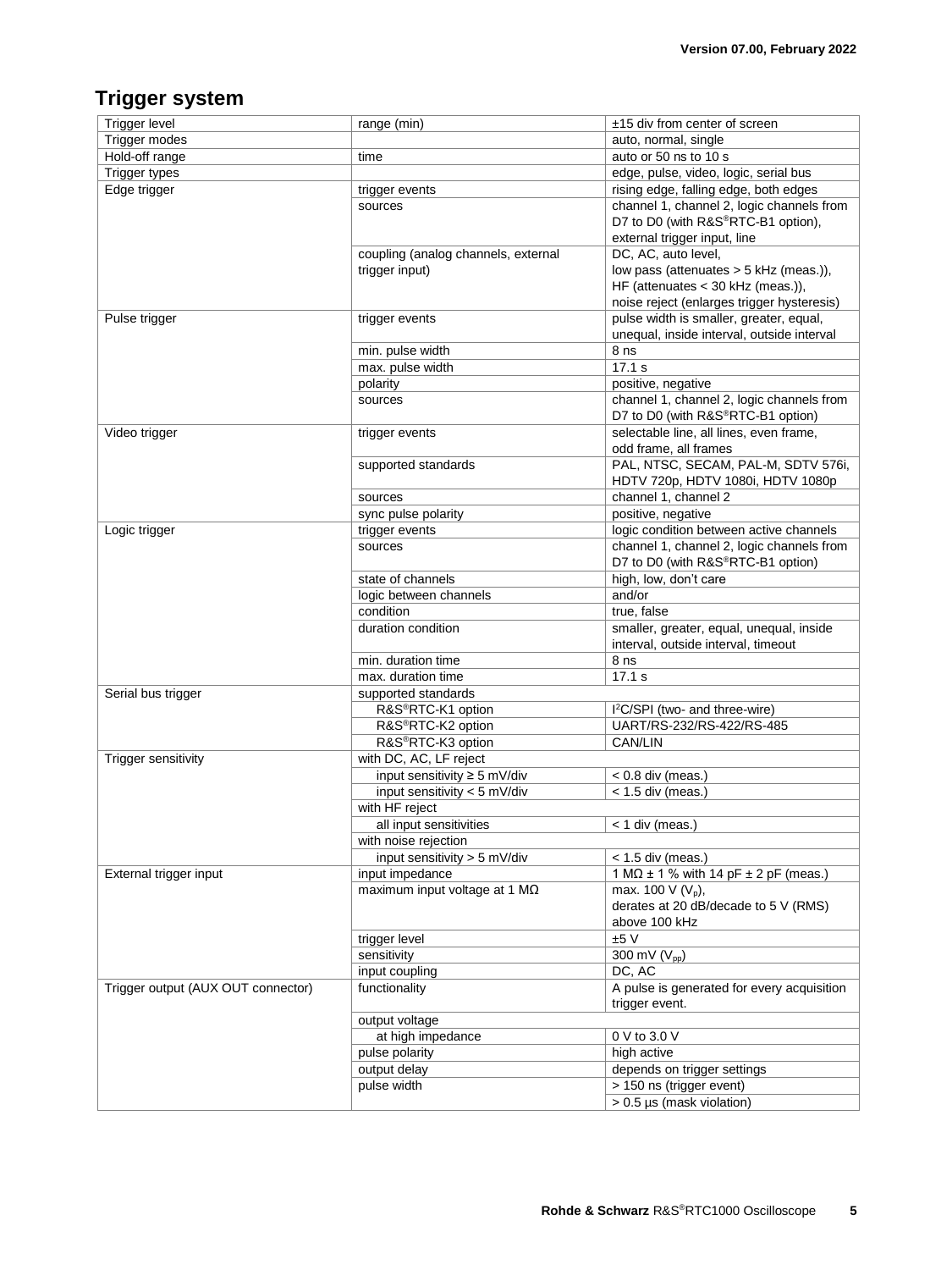## Trigger system

| | | |
|---|---|---|
| Trigger level | range (min) | ±15 div from center of screen |
| Trigger modes | | auto, normal, single |
| Hold-off range | time | auto or 50 ns to 10 s |
| Trigger types | | edge, pulse, video, logic, serial bus |
| Edge trigger | trigger events | rising edge, falling edge, both edges |
| | sources | channel 1, channel 2, logic channels from D7 to D0 (with R&S®RTC-B1 option), external trigger input, line |
| | coupling (analog channels, external trigger input) | DC, AC, auto level, low pass (attenuates > 5 kHz (meas.)), HF (attenuates < 30 kHz (meas.)), noise reject (enlarges trigger hysteresis) |
| Pulse trigger | trigger events | pulse width is smaller, greater, equal, unequal, inside interval, outside interval |
| | min. pulse width | 8 ns |
| | max. pulse width | 17.1 s |
| | polarity | positive, negative |
| | sources | channel 1, channel 2, logic channels from D7 to D0 (with R&S®RTC-B1 option) |
| Video trigger | trigger events | selectable line, all lines, even frame, odd frame, all frames |
| | supported standards | PAL, NTSC, SECAM, PAL-M, SDTV 576i, HDTV 720p, HDTV 1080i, HDTV 1080p |
| | sources | channel 1, channel 2 |
| | sync pulse polarity | positive, negative |
| Logic trigger | trigger events | logic condition between active channels |
| | sources | channel 1, channel 2, logic channels from D7 to D0 (with R&S®RTC-B1 option) |
| | state of channels | high, low, don't care |
| | logic between channels | and/or |
| | condition | true, false |
| | duration condition | smaller, greater, equal, unequal, inside interval, outside interval, timeout |
| | min. duration time | 8 ns |
| | max. duration time | 17.1 s |
| Serial bus trigger | supported standards | |
| | R&S®RTC-K1 option | I²C/SPI (two- and three-wire) |
| | R&S®RTC-K2 option | UART/RS-232/RS-422/RS-485 |
| | R&S®RTC-K3 option | CAN/LIN |
| Trigger sensitivity | with DC, AC, LF reject | |
| | input sensitivity ≥ 5 mV/div | < 0.8 div (meas.) |
| | input sensitivity < 5 mV/div | < 1.5 div (meas.) |
| | with HF reject | |
| | all input sensitivities | < 1 div (meas.) |
| | with noise rejection | |
| | input sensitivity > 5 mV/div | < 1.5 div (meas.) |
| External trigger input | input impedance | 1 MΩ ± 1 % with 14 pF ± 2 pF (meas.) |
| | maximum input voltage at 1 MΩ | max. 100 V ($V_p$), derates at 20 dB/decade to 5 V (RMS) above 100 kHz |
| | trigger level | ±5 V |
| | sensitivity | 300 mV ($V_{pp}$) |
| | input coupling | DC, AC |
| Trigger output (AUX OUT connector) | functionality | A pulse is generated for every acquisition trigger event. |
| | output voltage | |
| | at high impedance | 0 V to 3.0 V |
| | pulse polarity | high active |
| | output delay | depends on trigger settings |
| | pulse width | > 150 ns (trigger event) |
| | | > 0.5 µs (mask violation) |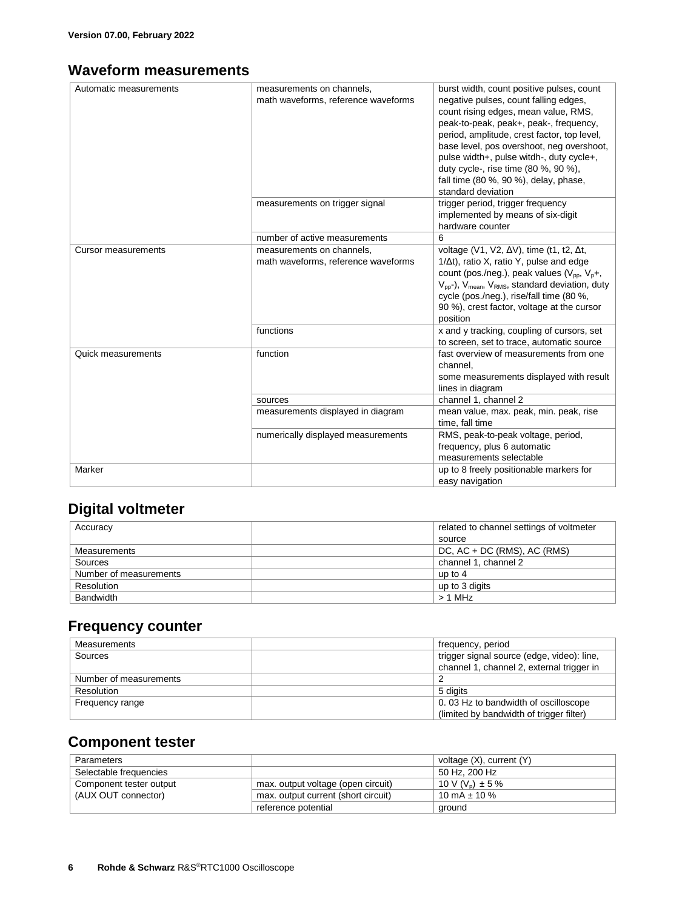## Waveform measurements

| | | |
|---|---|---|
| Automatic measurements | measurements on channels, math waveforms, reference waveforms | burst width, count positive pulses, count negative pulses, count falling edges, count rising edges, mean value, RMS, peak-to-peak, peak+, peak-, frequency, period, amplitude, crest factor, top level, base level, pos overshoot, neg overshoot, pulse width+, pulse witdh-, duty cycle+, duty cycle-, rise time (80 %, 90 %), fall time (80 %, 90 %), delay, phase, standard deviation |
| | measurements on trigger signal | trigger period, trigger frequency implemented by means of six-digit hardware counter |
| | number of active measurements | 6 |
| Cursor measurements | measurements on channels, math waveforms, reference waveforms | voltage (V1, V2, ΔV), time (t1, t2, Δt, 1/Δt), ratio X, ratio Y, pulse and edge count (pos./neg.), peak values ($V_{pp}$, $V_p$+, $V_{pp}$-), $V_{mean}$, $V_{RMS}$, standard deviation, duty cycle (pos./neg.), rise/fall time (80 %, 90 %), crest factor, voltage at the cursor position |
| | functions | x and y tracking, coupling of cursors, set to screen, set to trace, automatic source |
| Quick measurements | function | fast overview of measurements from one channel, some measurements displayed with result lines in diagram |
| | sources | channel 1, channel 2 |
| | measurements displayed in diagram | mean value, max. peak, min. peak, rise time, fall time |
| | numerically displayed measurements | RMS, peak-to-peak voltage, period, frequency, plus 6 automatic measurements selectable |
| Marker | | up to 8 freely positionable markers for easy navigation |

## Digital voltmeter

| | | |
|---|---|---|
| Accuracy | | related to channel settings of voltmeter source |
| Measurements | | DC, AC + DC (RMS), AC (RMS) |
| Sources | | channel 1, channel 2 |
| Number of measurements | | up to 4 |
| Resolution | | up to 3 digits |
| Bandwidth | | > 1 MHz |

## Frequency counter

| | | |
|---|---|---|
| Measurements | | frequency, period |
| Sources | | trigger signal source (edge, video): line, channel 1, channel 2, external trigger in |
| Number of measurements | | 2 |
| Resolution | | 5 digits |
| Frequency range | | 0. 03 Hz to bandwidth of oscilloscope (limited by bandwidth of trigger filter) |

## Component tester

| | | |
|---|---|---|
| Parameters | | voltage (X), current (Y) |
| Selectable frequencies | | 50 Hz, 200 Hz |
| Component tester output (AUX OUT connector) | max. output voltage (open circuit) | 10 V ($V_p$) ± 5 % |
| | max. output current (short circuit) | 10 mA ± 10 % |
| | reference potential | ground |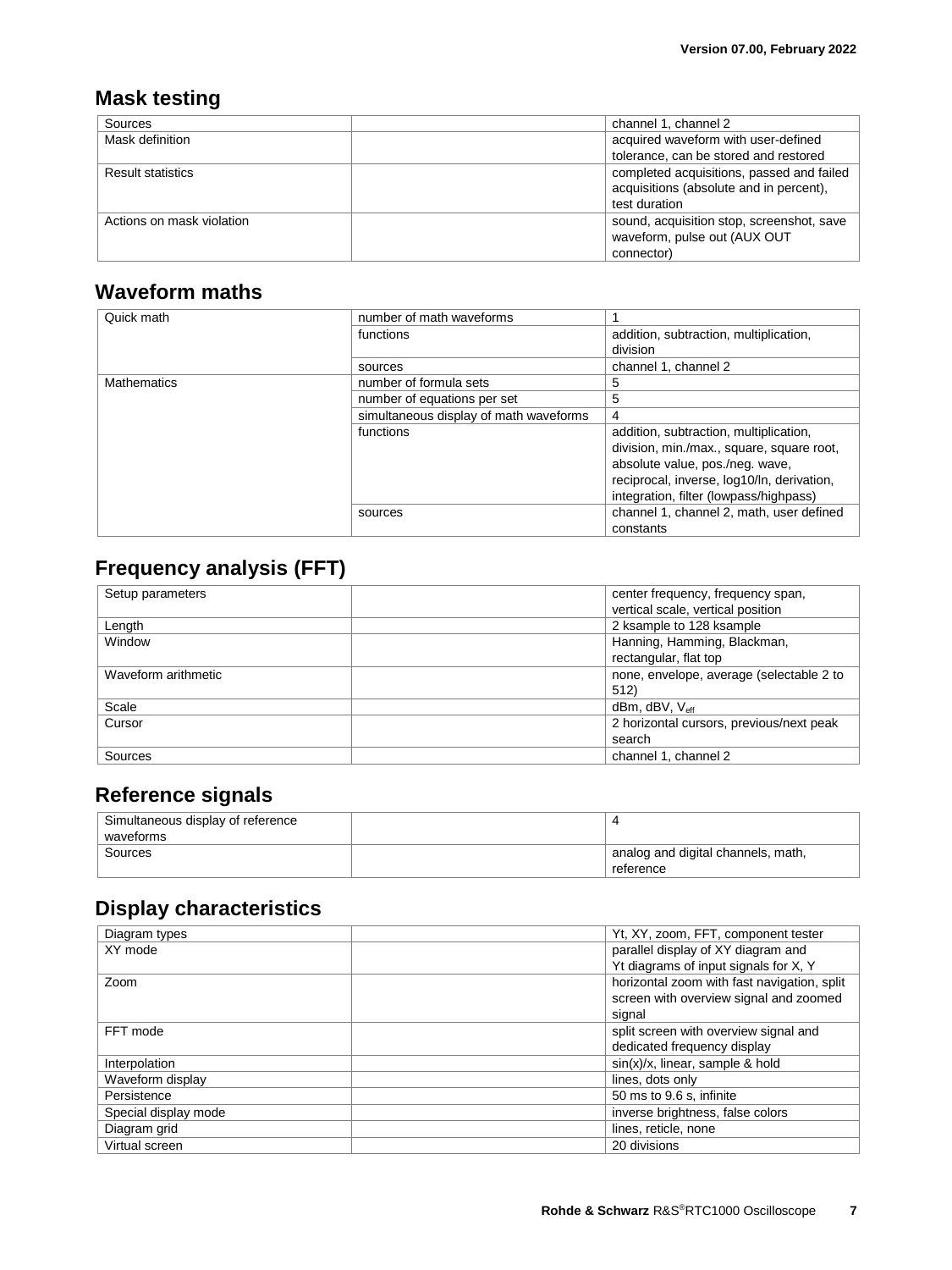## Mask testing

| | | |
|---|---|---|
| Sources | | channel 1, channel 2 |
| Mask definition | | acquired waveform with user-defined tolerance, can be stored and restored |
| Result statistics | | completed acquisitions, passed and failed acquisitions (absolute and in percent), test duration |
| Actions on mask violation | | sound, acquisition stop, screenshot, save waveform, pulse out (AUX OUT connector) |

## Waveform maths

| | | |
|---|---|---|
| Quick math | number of math waveforms | 1 |
| | functions | addition, subtraction, multiplication, division |
| | sources | channel 1, channel 2 |
| Mathematics | number of formula sets | 5 |
| | number of equations per set | 5 |
| | simultaneous display of math waveforms | 4 |
| | functions | addition, subtraction, multiplication, division, min./max., square, square root, absolute value, pos./neg. wave, reciprocal, inverse, log10/ln, derivation, integration, filter (lowpass/highpass) |
| | sources | channel 1, channel 2, math, user defined constants |

## Frequency analysis (FFT)

| | | |
|---|---|---|
| Setup parameters | | center frequency, frequency span, vertical scale, vertical position |
| Length | | 2 ksample to 128 ksample |
| Window | | Hanning, Hamming, Blackman, rectangular, flat top |
| Waveform arithmetic | | none, envelope, average (selectable 2 to 512) |
| Scale | | dBm, dBV, $V_{eff}$ |
| Cursor | | 2 horizontal cursors, previous/next peak search |
| Sources | | channel 1, channel 2 |

## Reference signals

| | | |
|---|---|---|
| Simultaneous display of reference waveforms | | 4 |
| Sources | | analog and digital channels, math, reference |

## Display characteristics

| | | |
|---|---|---|
| Diagram types | | Yt, XY, zoom, FFT, component tester |
| XY mode | | parallel display of XY diagram and Yt diagrams of input signals for X, Y |
| Zoom | | horizontal zoom with fast navigation, split screen with overview signal and zoomed signal |
| FFT mode | | split screen with overview signal and dedicated frequency display |
| Interpolation | | sin(x)/x, linear, sample & hold |
| Waveform display | | lines, dots only |
| Persistence | | 50 ms to 9.6 s, infinite |
| Special display mode | | inverse brightness, false colors |
| Diagram grid | | lines, reticle, none |
| Virtual screen | | 20 divisions |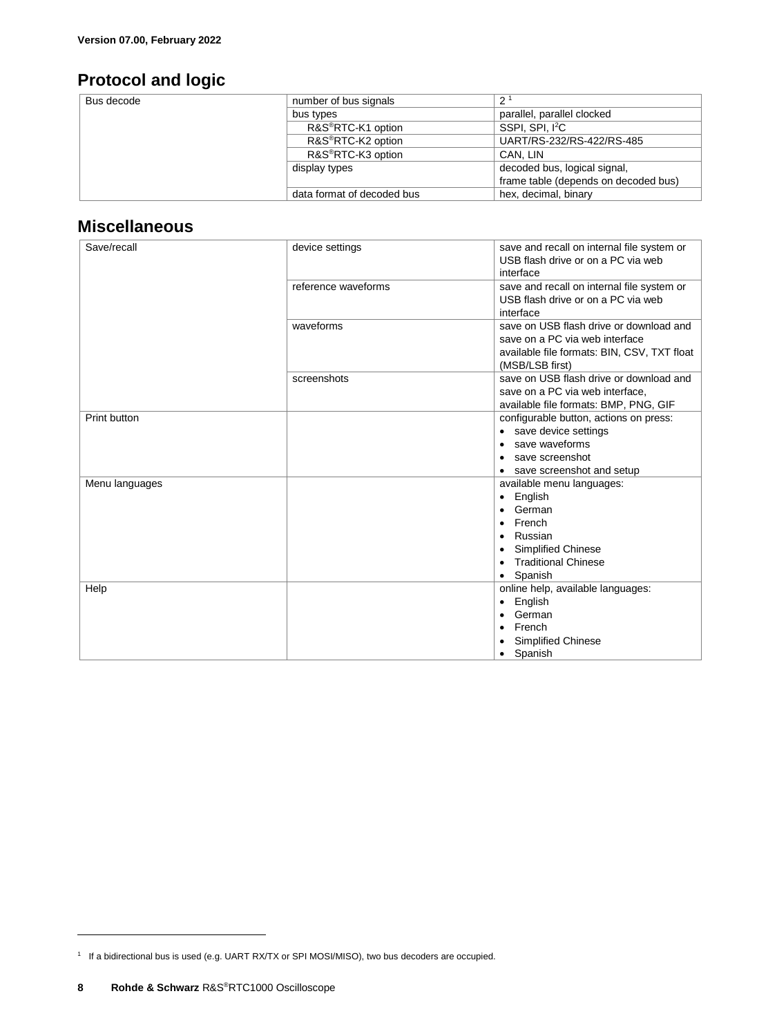## Protocol and logic

| | | |
|---|---|---|
| Bus decode | number of bus signals | 2 [1] |
| | bus types | parallel, parallel clocked |
| | R&S®RTC-K1 option | SSPI, SPI, I²C |
| | R&S®RTC-K2 option | UART/RS-232/RS-422/RS-485 |
| | R&S®RTC-K3 option | CAN, LIN |
| | display types | decoded bus, logical signal, frame table (depends on decoded bus) |
| | data format of decoded bus | hex, decimal, binary |

## Miscellaneous

| | | |
|---|---|---|
| Save/recall | device settings | save and recall on internal file system or USB flash drive or on a PC via web interface |
| | reference waveforms | save and recall on internal file system or USB flash drive or on a PC via web interface |
| | waveforms | save on USB flash drive or download and save on a PC via web interface available file formats: BIN, CSV, TXT float (MSB/LSB first) |
| | screenshots | save on USB flash drive or download and save on a PC via web interface, available file formats: BMP, PNG, GIF |
| Print button | | configurable button, actions on press: • save device settings • save waveforms • save screenshot • save screenshot and setup |
| Menu languages | | available menu languages: • English • German • French • Russian • Simplified Chinese • Traditional Chinese • Spanish |
| Help | | online help, available languages: • English • German • French • Simplified Chinese • Spanish |

[1] If a bidirectional bus is used (e.g. UART RX/TX or SPI MOSI/MISO), two bus decoders are occupied.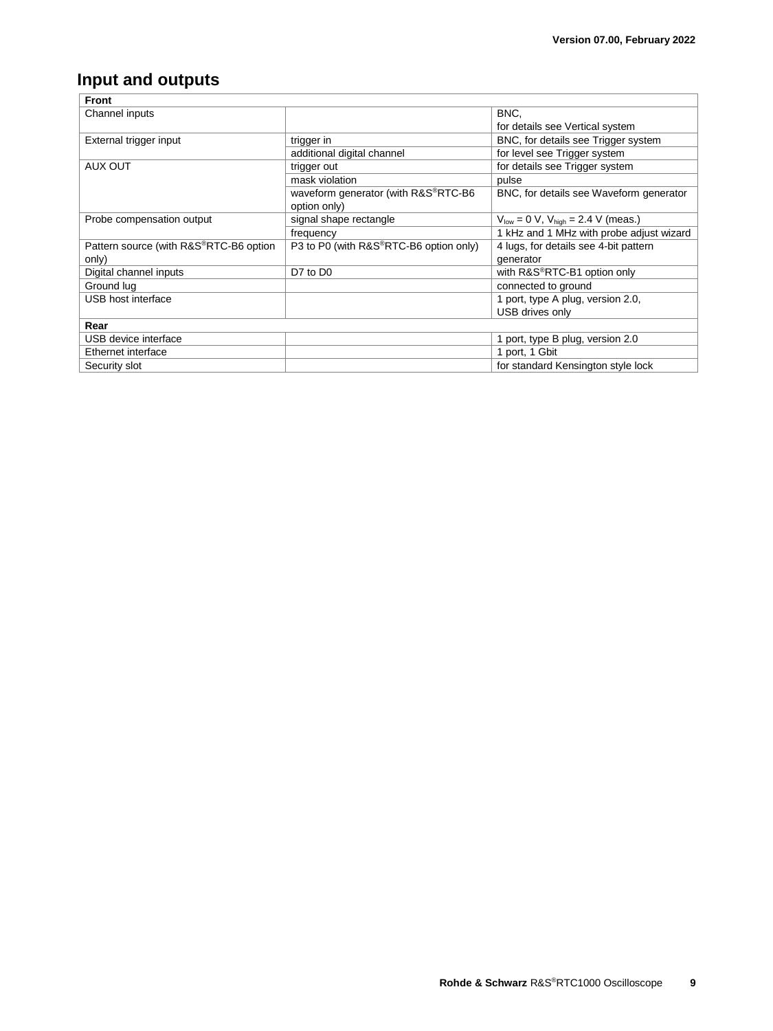## Input and outputs

| Front | | |
|---|---|---|
| Channel inputs | | BNC, for details see Vertical system |
| External trigger input | trigger in | BNC, for details see Trigger system |
| | additional digital channel | for level see Trigger system |
| AUX OUT | trigger out | for details see Trigger system |
| | mask violation | pulse |
| | waveform generator (with R&S®RTC-B6 option only) | BNC, for details see Waveform generator |
| Probe compensation output | signal shape rectangle | $V_{low}$ = 0 V, $V_{high}$ = 2.4 V (meas.) |
| | frequency | 1 kHz and 1 MHz with probe adjust wizard |
| Pattern source (with R&S®RTC-B6 option only) | P3 to P0 (with R&S®RTC-B6 option only) | 4 lugs, for details see 4-bit pattern generator |
| Digital channel inputs | D7 to D0 | with R&S®RTC-B1 option only |
| Ground lug | | connected to ground |
| USB host interface | | 1 port, type A plug, version 2.0, USB drives only |
| **Rear** | | |
| USB device interface | | 1 port, type B plug, version 2.0 |
| Ethernet interface | | 1 port, 1 Gbit |
| Security slot | | for standard Kensington style lock |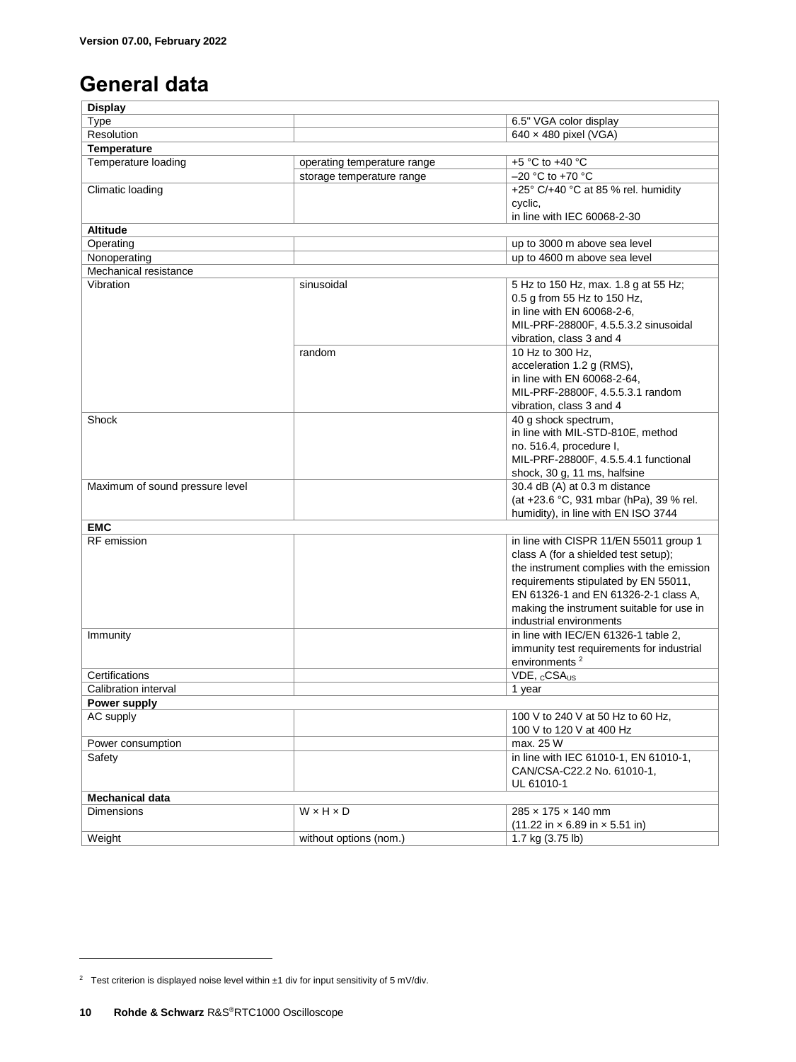Version 07.00, February 2022

# General data

| **Display** | | |
|---|---|---|
| Type | | 6.5" VGA color display |
| Resolution | | 640 × 480 pixel (VGA) |
| **Temperature** | | |
| Temperature loading | operating temperature range | +5 °C to +40 °C |
| | storage temperature range | –20 °C to +70 °C |
| Climatic loading | | +25° C/+40 °C at 85 % rel. humidity cyclic, in line with IEC 60068-2-30 |
| **Altitude** | | |
| Operating | | up to 3000 m above sea level |
| Nonoperating | | up to 4600 m above sea level |
| Mechanical resistance | | |
| Vibration | sinusoidal | 5 Hz to 150 Hz, max. 1.8 g at 55 Hz; 0.5 g from 55 Hz to 150 Hz, in line with EN 60068-2-6, MIL-PRF-28800F, 4.5.5.3.2 sinusoidal vibration, class 3 and 4 |
| | random | 10 Hz to 300 Hz, acceleration 1.2 g (RMS), in line with EN 60068-2-64, MIL-PRF-28800F, 4.5.5.3.1 random vibration, class 3 and 4 |
| Shock | | 40 g shock spectrum, in line with MIL-STD-810E, method no. 516.4, procedure I, MIL-PRF-28800F, 4.5.5.4.1 functional shock, 30 g, 11 ms, halfsine |
| Maximum of sound pressure level | | 30.4 dB (A) at 0.3 m distance (at +23.6 °C, 931 mbar (hPa), 39 % rel. humidity), in line with EN ISO 3744 |
| **EMC** | | |
| RF emission | | in line with CISPR 11/EN 55011 group 1 class A (for a shielded test setup); the instrument complies with the emission requirements stipulated by EN 55011, EN 61326-1 and EN 61326-2-1 class A, making the instrument suitable for use in industrial environments |
| Immunity | | in line with IEC/EN 61326-1 table 2, immunity test requirements for industrial environments [2] |
| Certifications | | VDE, $_{C}$CSA$_{US}$ |
| Calibration interval | | 1 year |
| **Power supply** | | |
| AC supply | | 100 V to 240 V at 50 Hz to 60 Hz, 100 V to 120 V at 400 Hz |
| Power consumption | | max. 25 W |
| Safety | | in line with IEC 61010-1, EN 61010-1, CAN/CSA-C22.2 No. 61010-1, UL 61010-1 |
| **Mechanical data** | | |
| Dimensions | W × H × D | 285 × 175 × 140 mm (11.22 in × 6.89 in × 5.51 in) |
| Weight | without options (nom.) | 1.7 kg (3.75 lb) |

[2] Test criterion is displayed noise level within ±1 div for input sensitivity of 5 mV/div.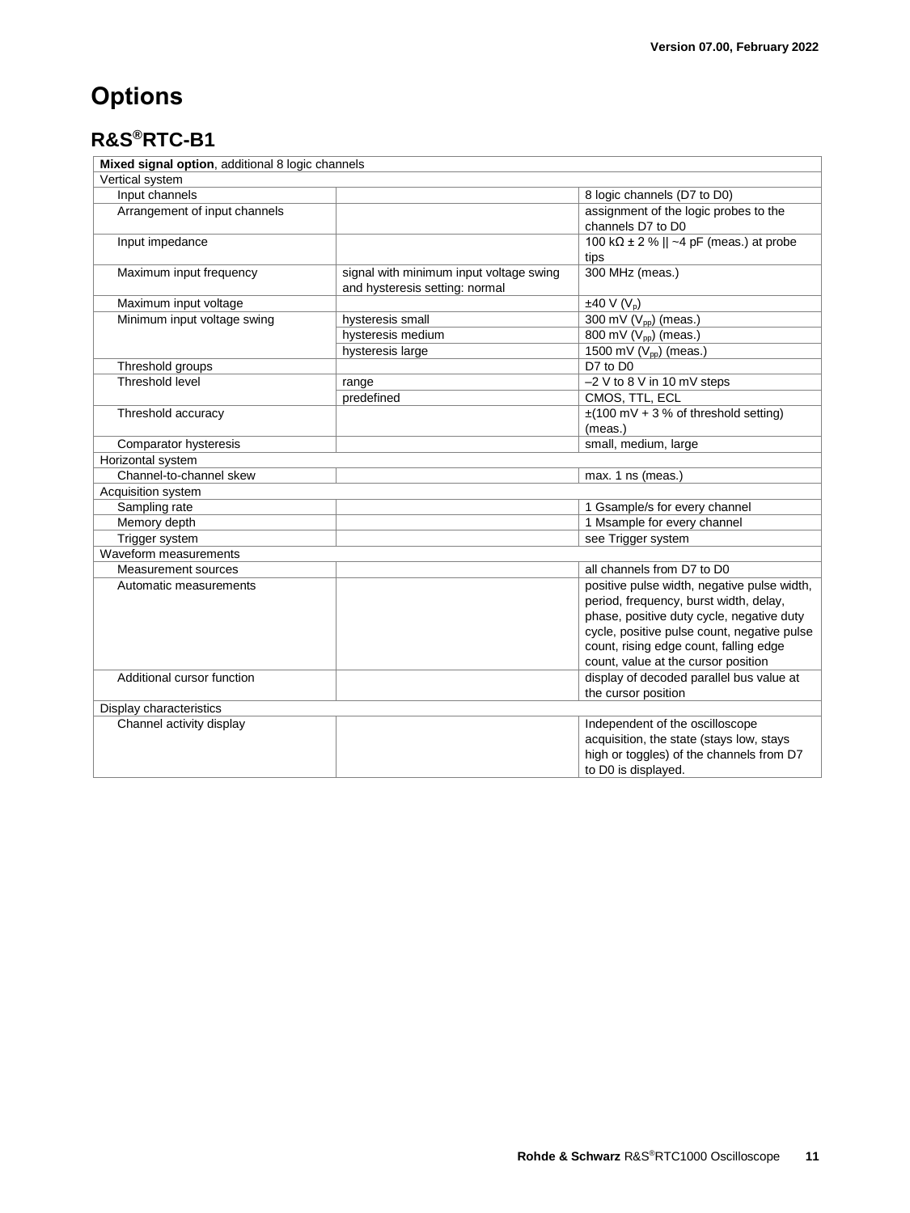# Options

## R&S®RTC-B1

| **Mixed signal option**, additional 8 logic channels | | |
|---|---|---|
| Vertical system | | |
| Input channels | | 8 logic channels (D7 to D0) |
| Arrangement of input channels | | assignment of the logic probes to the channels D7 to D0 |
| Input impedance | | 100 kΩ ± 2 % \|\| ~4 pF (meas.) at probe tips |
| Maximum input frequency | signal with minimum input voltage swing and hysteresis setting: normal | 300 MHz (meas.) |
| Maximum input voltage | | ±40 V ($V_p$) |
| Minimum input voltage swing | hysteresis small | 300 mV ($V_{pp}$) (meas.) |
| | hysteresis medium | 800 mV ($V_{pp}$) (meas.) |
| | hysteresis large | 1500 mV ($V_{pp}$) (meas.) |
| Threshold groups | | D7 to D0 |
| Threshold level | range | –2 V to 8 V in 10 mV steps |
| | predefined | CMOS, TTL, ECL |
| Threshold accuracy | | ±(100 mV + 3 % of threshold setting) (meas.) |
| Comparator hysteresis | | small, medium, large |
| Horizontal system | | |
| Channel-to-channel skew | | max. 1 ns (meas.) |
| Acquisition system | | |
| Sampling rate | | 1 Gsample/s for every channel |
| Memory depth | | 1 Msample for every channel |
| Trigger system | | see Trigger system |
| Waveform measurements | | |
| Measurement sources | | all channels from D7 to D0 |
| Automatic measurements | | positive pulse width, negative pulse width, period, frequency, burst width, delay, phase, positive duty cycle, negative duty cycle, positive pulse count, negative pulse count, rising edge count, falling edge count, value at the cursor position |
| Additional cursor function | | display of decoded parallel bus value at the cursor position |
| Display characteristics | | |
| Channel activity display | | Independent of the oscilloscope acquisition, the state (stays low, stays high or toggles) of the channels from D7 to D0 is displayed. |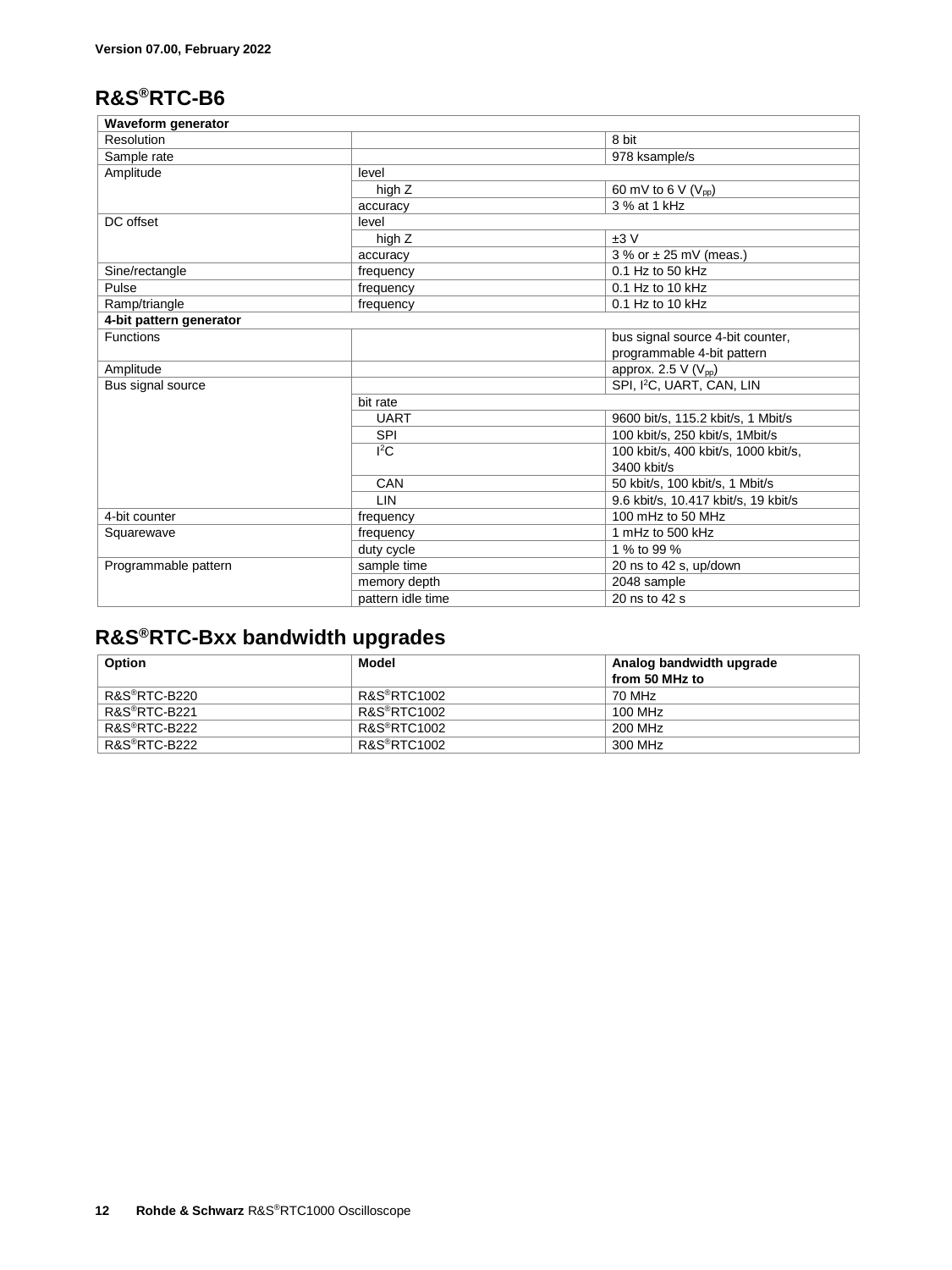Version 07.00, February 2022

## R&S®RTC-B6

| Waveform generator | | |
|---|---|---|
| Resolution | | 8 bit |
| Sample rate | | 978 ksample/s |
| Amplitude | level | |
| | high Z | 60 mV to 6 V ($V_{pp}$) |
| | accuracy | 3 % at 1 kHz |
| DC offset | level | |
| | high Z | ±3 V |
| | accuracy | 3 % or ± 25 mV (meas.) |
| Sine/rectangle | frequency | 0.1 Hz to 50 kHz |
| Pulse | frequency | 0.1 Hz to 10 kHz |
| Ramp/triangle | frequency | 0.1 Hz to 10 kHz |
| **4-bit pattern generator** | | |
| Functions | | bus signal source 4-bit counter, programmable 4-bit pattern |
| Amplitude | | approx. 2.5 V ($V_{pp}$) |
| Bus signal source | | SPI, $I^2C$, UART, CAN, LIN |
| | bit rate | |
| | UART | 9600 bit/s, 115.2 kbit/s, 1 Mbit/s |
| | SPI | 100 kbit/s, 250 kbit/s, 1Mbit/s |
| | $I^2C$ | 100 kbit/s, 400 kbit/s, 1000 kbit/s, 3400 kbit/s |
| | CAN | 50 kbit/s, 100 kbit/s, 1 Mbit/s |
| | LIN | 9.6 kbit/s, 10.417 kbit/s, 19 kbit/s |
| 4-bit counter | frequency | 100 mHz to 50 MHz |
| Squarewave | frequency | 1 mHz to 500 kHz |
| | duty cycle | 1 % to 99 % |
| Programmable pattern | sample time | 20 ns to 42 s, up/down |
| | memory depth | 2048 sample |
| | pattern idle time | 20 ns to 42 s |

## R&S®RTC-Bxx bandwidth upgrades

| Option | Model | Analog bandwidth upgrade from 50 MHz to |
|---|---|---|
| R&S®RTC-B220 | R&S®RTC1002 | 70 MHz |
| R&S®RTC-B221 | R&S®RTC1002 | 100 MHz |
| R&S®RTC-B222 | R&S®RTC1002 | 200 MHz |
| R&S®RTC-B222 | R&S®RTC1002 | 300 MHz |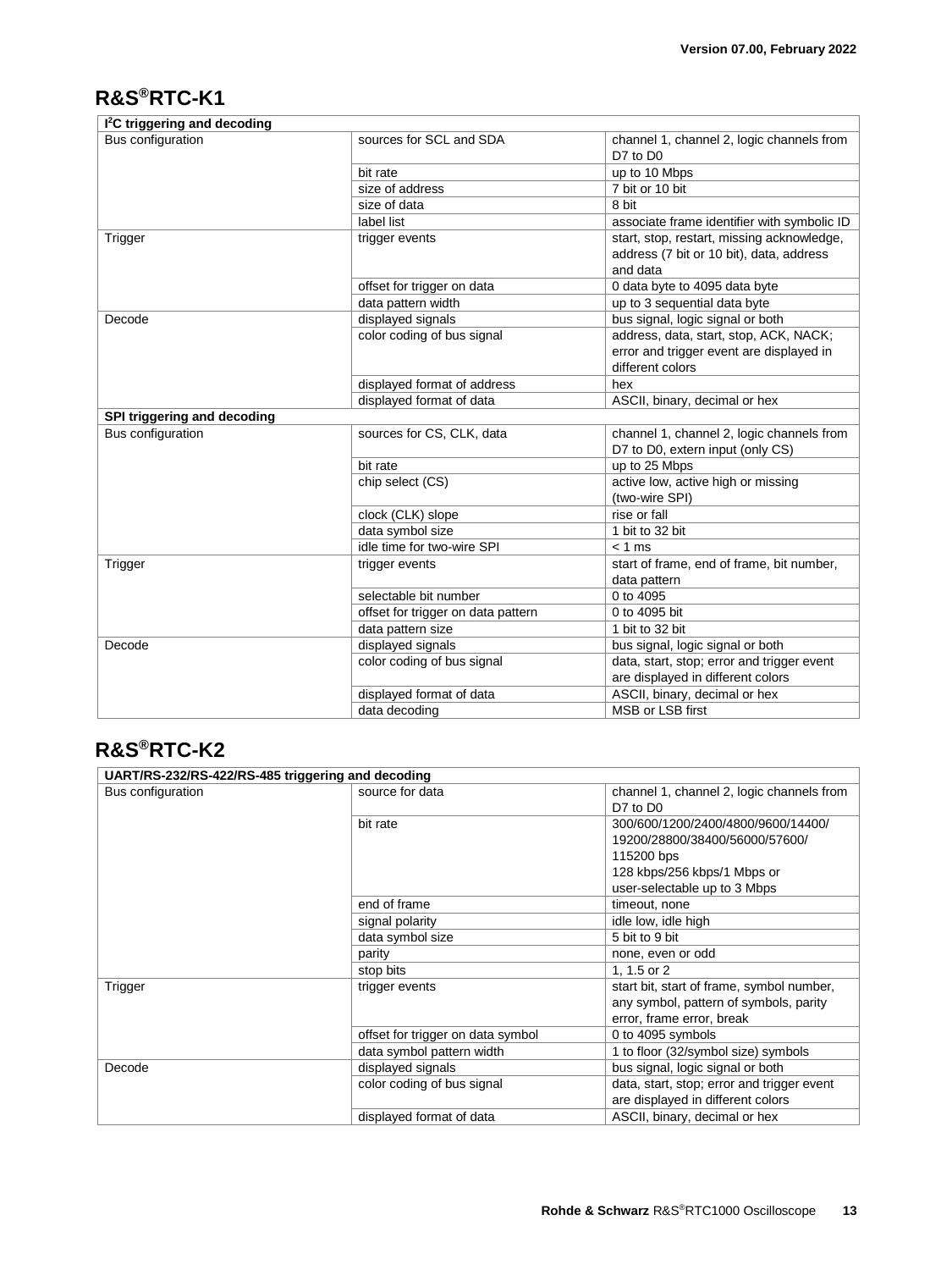## R&S®RTC-K1

| I²C triggering and decoding | | |
|---|---|---|
| Bus configuration | sources for SCL and SDA | channel 1, channel 2, logic channels from D7 to D0 |
| | bit rate | up to 10 Mbps |
| | size of address | 7 bit or 10 bit |
| | size of data | 8 bit |
| | label list | associate frame identifier with symbolic ID |
| Trigger | trigger events | start, stop, restart, missing acknowledge, address (7 bit or 10 bit), data, address and data |
| | offset for trigger on data | 0 data byte to 4095 data byte |
| | data pattern width | up to 3 sequential data byte |
| Decode | displayed signals | bus signal, logic signal or both |
| | color coding of bus signal | address, data, start, stop, ACK, NACK; error and trigger event are displayed in different colors |
| | displayed format of address | hex |
| | displayed format of data | ASCII, binary, decimal or hex |
| **SPI triggering and decoding** | | |
| Bus configuration | sources for CS, CLK, data | channel 1, channel 2, logic channels from D7 to D0, extern input (only CS) |
| | bit rate | up to 25 Mbps |
| | chip select (CS) | active low, active high or missing (two-wire SPI) |
| | clock (CLK) slope | rise or fall |
| | data symbol size | 1 bit to 32 bit |
| | idle time for two-wire SPI | < 1 ms |
| Trigger | trigger events | start of frame, end of frame, bit number, data pattern |
| | selectable bit number | 0 to 4095 |
| | offset for trigger on data pattern | 0 to 4095 bit |
| | data pattern size | 1 bit to 32 bit |
| Decode | displayed signals | bus signal, logic signal or both |
| | color coding of bus signal | data, start, stop; error and trigger event are displayed in different colors |
| | displayed format of data | ASCII, binary, decimal or hex |
| | data decoding | MSB or LSB first |

## R&S®RTC-K2

| UART/RS-232/RS-422/RS-485 triggering and decoding | | |
|---|---|---|
| Bus configuration | source for data | channel 1, channel 2, logic channels from D7 to D0 |
| | bit rate | 300/600/1200/2400/4800/9600/14400/ 19200/28800/38400/56000/57600/ 115200 bps 128 kbps/256 kbps/1 Mbps or user-selectable up to 3 Mbps |
| | end of frame | timeout, none |
| | signal polarity | idle low, idle high |
| | data symbol size | 5 bit to 9 bit |
| | parity | none, even or odd |
| | stop bits | 1, 1.5 or 2 |
| Trigger | trigger events | start bit, start of frame, symbol number, any symbol, pattern of symbols, parity error, frame error, break |
| | offset for trigger on data symbol | 0 to 4095 symbols |
| | data symbol pattern width | 1 to floor (32/symbol size) symbols |
| Decode | displayed signals | bus signal, logic signal or both |
| | color coding of bus signal | data, start, stop; error and trigger event are displayed in different colors |
| | displayed format of data | ASCII, binary, decimal or hex |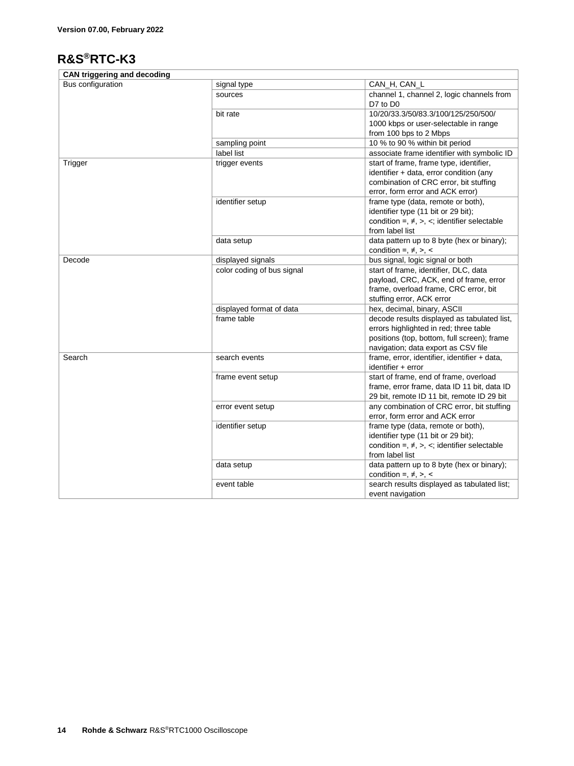**Version 07.00, February 2022**

# R&S®RTC-K3

| CAN triggering and decoding | | |
|---|---|---|
| Bus configuration | signal type | CAN_H, CAN_L |
| | sources | channel 1, channel 2, logic channels from D7 to D0 |
| | bit rate | 10/20/33.3/50/83.3/100/125/250/500/ 1000 kbps or user-selectable in range from 100 bps to 2 Mbps |
| | sampling point | 10 % to 90 % within bit period |
| | label list | associate frame identifier with symbolic ID |
| Trigger | trigger events | start of frame, frame type, identifier, identifier + data, error condition (any combination of CRC error, bit stuffing error, form error and ACK error) |
| | identifier setup | frame type (data, remote or both), identifier type (11 bit or 29 bit); condition =, ≠, >, <; identifier selectable from label list |
| | data setup | data pattern up to 8 byte (hex or binary); condition =, ≠, >, < |
| Decode | displayed signals | bus signal, logic signal or both |
| | color coding of bus signal | start of frame, identifier, DLC, data payload, CRC, ACK, end of frame, error frame, overload frame, CRC error, bit stuffing error, ACK error |
| | displayed format of data | hex, decimal, binary, ASCII |
| | frame table | decode results displayed as tabulated list, errors highlighted in red; three table positions (top, bottom, full screen); frame navigation; data export as CSV file |
| Search | search events | frame, error, identifier, identifier + data, identifier + error |
| | frame event setup | start of frame, end of frame, overload frame, error frame, data ID 11 bit, data ID 29 bit, remote ID 11 bit, remote ID 29 bit |
| | error event setup | any combination of CRC error, bit stuffing error, form error and ACK error |
| | identifier setup | frame type (data, remote or both), identifier type (11 bit or 29 bit); condition =, ≠, >, <; identifier selectable from label list |
| | data setup | data pattern up to 8 byte (hex or binary); condition =, ≠, >, < |
| | event table | search results displayed as tabulated list; event navigation |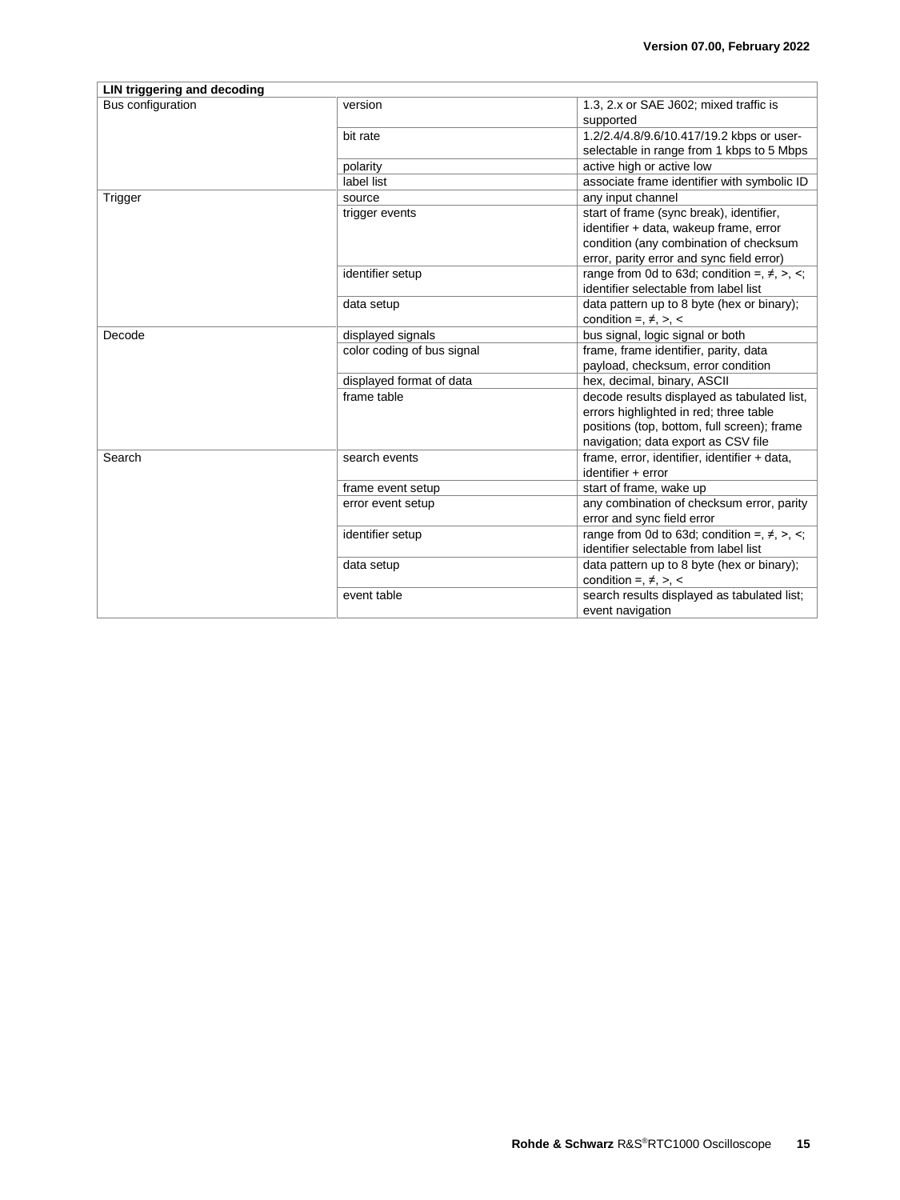| LIN triggering and decoding | | |
|---|---|---|
| Bus configuration | version | 1.3, 2.x or SAE J602; mixed traffic is supported |
| | bit rate | 1.2/2.4/4.8/9.6/10.417/19.2 kbps or user-selectable in range from 1 kbps to 5 Mbps |
| | polarity | active high or active low |
| | label list | associate frame identifier with symbolic ID |
| Trigger | source | any input channel |
| | trigger events | start of frame (sync break), identifier, identifier + data, wakeup frame, error condition (any combination of checksum error, parity error and sync field error) |
| | identifier setup | range from 0d to 63d; condition =, ≠, >, <; identifier selectable from label list |
| | data setup | data pattern up to 8 byte (hex or binary); condition =, ≠, >, < |
| Decode | displayed signals | bus signal, logic signal or both |
| | color coding of bus signal | frame, frame identifier, parity, data payload, checksum, error condition |
| | displayed format of data | hex, decimal, binary, ASCII |
| | frame table | decode results displayed as tabulated list, errors highlighted in red; three table positions (top, bottom, full screen); frame navigation; data export as CSV file |
| Search | search events | frame, error, identifier, identifier + data, identifier + error |
| | frame event setup | start of frame, wake up |
| | error event setup | any combination of checksum error, parity error and sync field error |
| | identifier setup | range from 0d to 63d; condition =, ≠, >, <; identifier selectable from label list |
| | data setup | data pattern up to 8 byte (hex or binary); condition =, ≠, >, < |
| | event table | search results displayed as tabulated list; event navigation |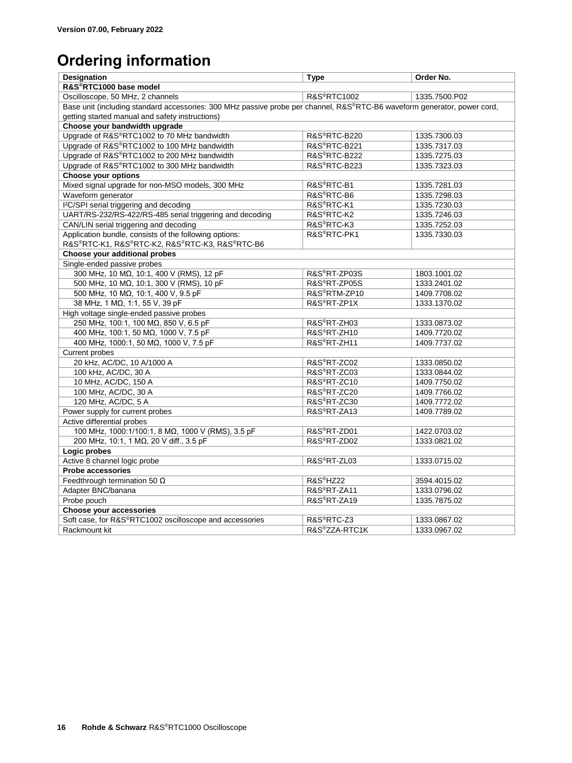Version 07.00, February 2022

# Ordering information

| Designation | Type | Order No. |
|---|---|---|
| **R&S®RTC1000 base model** | | |
| Oscilloscope, 50 MHz, 2 channels | R&S®RTC1002 | 1335.7500.P02 |
| Base unit (including standard accessories: 300 MHz passive probe per channel, R&S®RTC-B6 waveform generator, power cord, getting started manual and safety instructions) | | |
| **Choose your bandwidth upgrade** | | |
| Upgrade of R&S®RTC1002 to 70 MHz bandwidth | R&S®RTC-B220 | 1335.7300.03 |
| Upgrade of R&S®RTC1002 to 100 MHz bandwidth | R&S®RTC-B221 | 1335.7317.03 |
| Upgrade of R&S®RTC1002 to 200 MHz bandwidth | R&S®RTC-B222 | 1335.7275.03 |
| Upgrade of R&S®RTC1002 to 300 MHz bandwidth | R&S®RTC-B223 | 1335.7323.03 |
| **Choose your options** | | |
| Mixed signal upgrade for non-MSO models, 300 MHz | R&S®RTC-B1 | 1335.7281.03 |
| Waveform generator | R&S®RTC-B6 | 1335.7298.03 |
| I²C/SPI serial triggering and decoding | R&S®RTC-K1 | 1335.7230.03 |
| UART/RS-232/RS-422/RS-485 serial triggering and decoding | R&S®RTC-K2 | 1335.7246.03 |
| CAN/LIN serial triggering and decoding | R&S®RTC-K3 | 1335.7252.03 |
| Application bundle, consists of the following options: R&S®RTC-K1, R&S®RTC-K2, R&S®RTC-K3, R&S®RTC-B6 | R&S®RTC-PK1 | 1335.7330.03 |
| **Choose your additional probes** | | |
| Single-ended passive probes | | |
| 300 MHz, 10 MΩ, 10:1, 400 V (RMS), 12 pF | R&S®RT-ZP03S | 1803.1001.02 |
| 500 MHz, 10 MΩ, 10:1, 300 V (RMS), 10 pF | R&S®RT-ZP05S | 1333.2401.02 |
| 500 MHz, 10 MΩ, 10:1, 400 V, 9.5 pF | R&S®RTM-ZP10 | 1409.7708.02 |
| 38 MHz, 1 MΩ, 1:1, 55 V, 39 pF | R&S®RT-ZP1X | 1333.1370.02 |
| High voltage single-ended passive probes | | |
| 250 MHz, 100:1, 100 MΩ, 850 V, 6.5 pF | R&S®RT-ZH03 | 1333.0873.02 |
| 400 MHz, 100:1, 50 MΩ, 1000 V, 7.5 pF | R&S®RT-ZH10 | 1409.7720.02 |
| 400 MHz, 1000:1, 50 MΩ, 1000 V, 7.5 pF | R&S®RT-ZH11 | 1409.7737.02 |
| Current probes | | |
| 20 kHz, AC/DC, 10 A/1000 A | R&S®RT-ZC02 | 1333.0850.02 |
| 100 kHz, AC/DC, 30 A | R&S®RT-ZC03 | 1333.0844.02 |
| 10 MHz, AC/DC, 150 A | R&S®RT-ZC10 | 1409.7750.02 |
| 100 MHz, AC/DC, 30 A | R&S®RT-ZC20 | 1409.7766.02 |
| 120 MHz, AC/DC, 5 A | R&S®RT-ZC30 | 1409.7772.02 |
| Power supply for current probes | R&S®RT-ZA13 | 1409.7789.02 |
| Active differential probes | | |
| 100 MHz, 1000:1/100:1, 8 MΩ, 1000 V (RMS), 3.5 pF | R&S®RT-ZD01 | 1422.0703.02 |
| 200 MHz, 10:1, 1 MΩ, 20 V diff., 3.5 pF | R&S®RT-ZD02 | 1333.0821.02 |
| **Logic probes** | | |
| Active 8 channel logic probe | R&S®RT-ZL03 | 1333.0715.02 |
| **Probe accessories** | | |
| Feedthrough termination 50 Ω | R&S®HZ22 | 3594.4015.02 |
| Adapter BNC/banana | R&S®RT-ZA11 | 1333.0796.02 |
| Probe pouch | R&S®RT-ZA19 | 1335.7875.02 |
| **Choose your accessories** | | |
| Soft case, for R&S®RTC1002 oscilloscope and accessories | R&S®RTC-Z3 | 1333.0867.02 |
| Rackmount kit | R&S®ZZA-RTC1K | 1333.0967.02 |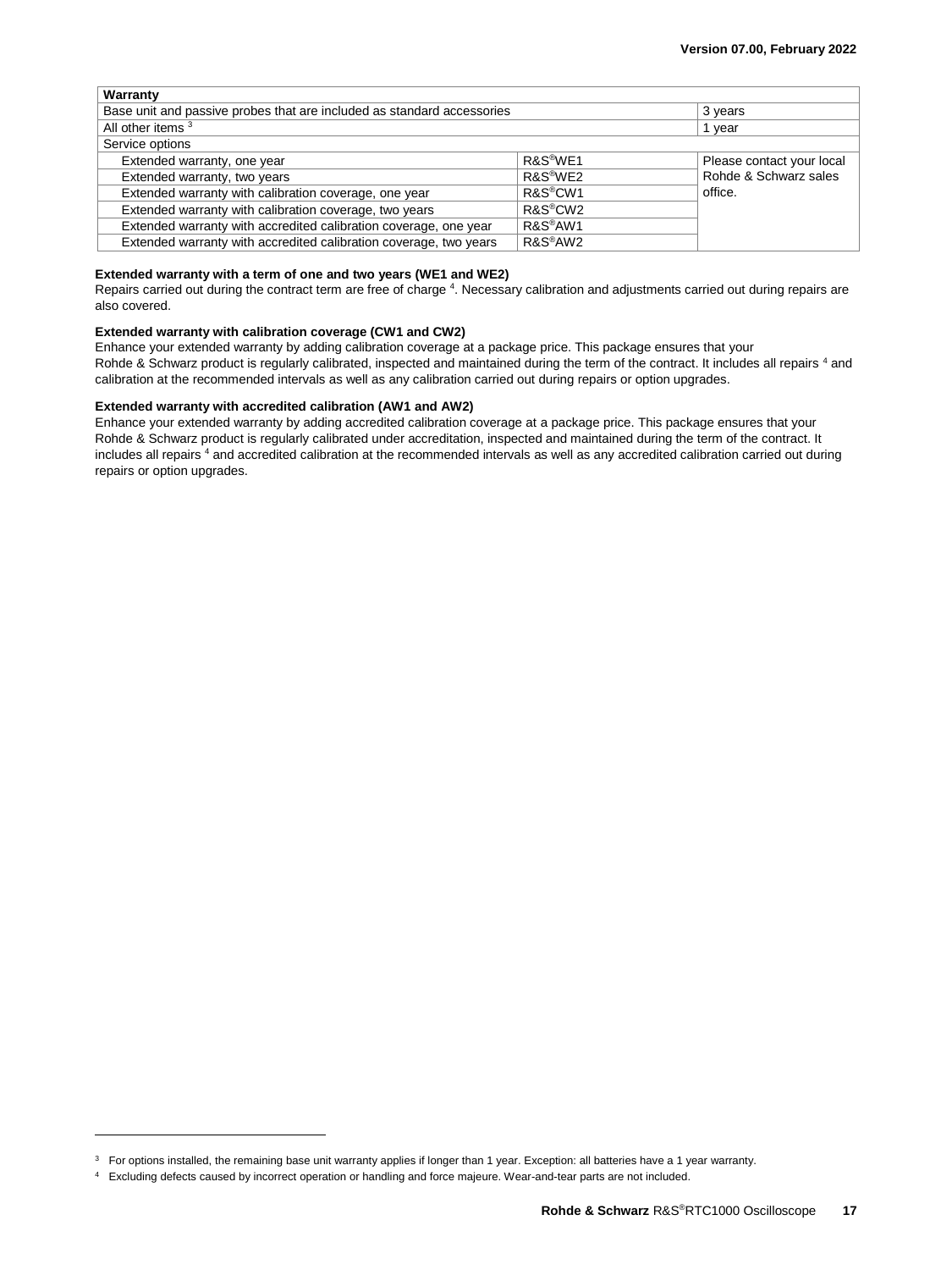| Warranty | | |
|---|---|---|
| Base unit and passive probes that are included as standard accessories | | 3 years |
| All other items [3] | | 1 year |
| Service options | | |
| Extended warranty, one year | R&S®WE1 | Please contact your local Rohde & Schwarz sales office. |
| Extended warranty, two years | R&S®WE2 | |
| Extended warranty with calibration coverage, one year | R&S®CW1 | |
| Extended warranty with calibration coverage, two years | R&S®CW2 | |
| Extended warranty with accredited calibration coverage, one year | R&S®AW1 | |
| Extended warranty with accredited calibration coverage, two years | R&S®AW2 | |

**Extended warranty with a term of one and two years (WE1 and WE2)**

Repairs carried out during the contract term are free of charge [4]. Necessary calibration and adjustments carried out during repairs are also covered.

**Extended warranty with calibration coverage (CW1 and CW2)**

Enhance your extended warranty by adding calibration coverage at a package price. This package ensures that your Rohde & Schwarz product is regularly calibrated, inspected and maintained during the term of the contract. It includes all repairs [4] and calibration at the recommended intervals as well as any calibration carried out during repairs or option upgrades.

**Extended warranty with accredited calibration (AW1 and AW2)**

Enhance your extended warranty by adding accredited calibration coverage at a package price. This package ensures that your Rohde & Schwarz product is regularly calibrated under accreditation, inspected and maintained during the term of the contract. It includes all repairs [4] and accredited calibration at the recommended intervals as well as any accredited calibration carried out during repairs or option upgrades.

[3] For options installed, the remaining base unit warranty applies if longer than 1 year. Exception: all batteries have a 1 year warranty.

[4] Excluding defects caused by incorrect operation or handling and force majeure. Wear-and-tear parts are not included.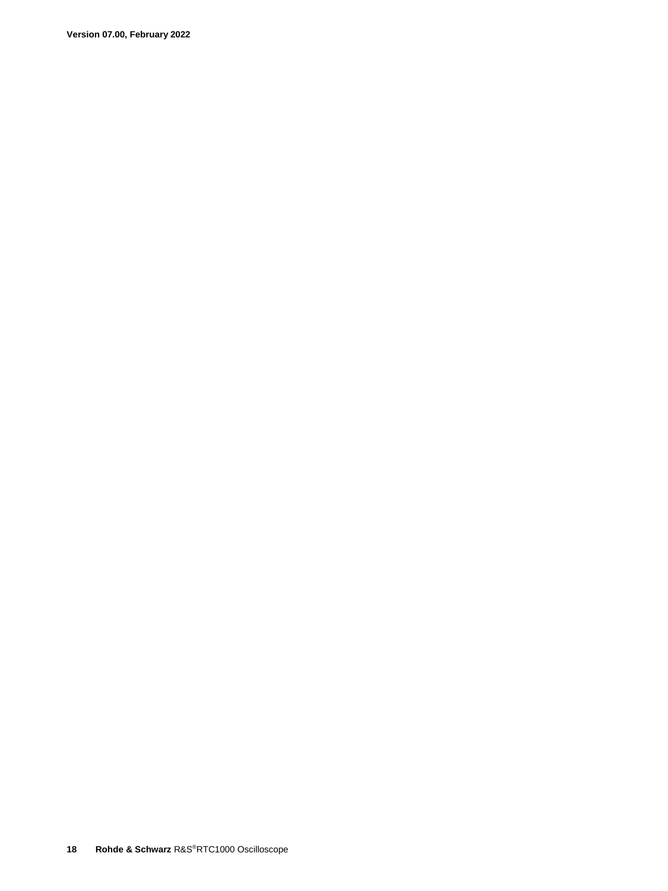**Version 07.00, February 2022**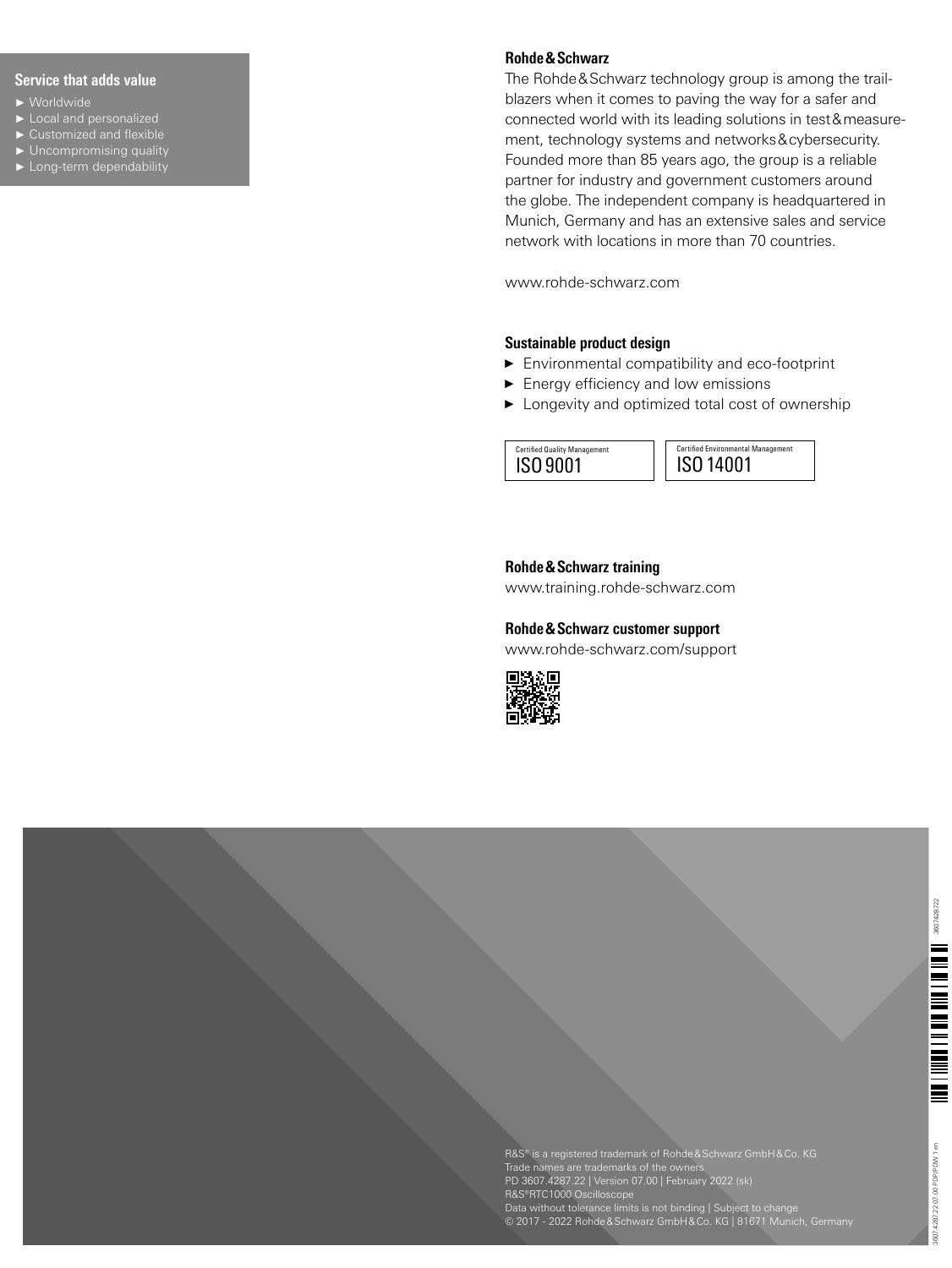### Service that adds value

- Worldwide
- Local and personalized
- Customized and flexible
- Uncompromising quality
- Long-term dependability

### Rohde&Schwarz

The Rohde&Schwarz technology group is among the trail-blazers when it comes to paving the way for a safer and connected world with its leading solutions in test&measurement, technology systems and networks&cybersecurity. Founded more than 85 years ago, the group is a reliable partner for industry and government customers around the globe. The independent company is headquartered in Munich, Germany and has an extensive sales and service network with locations in more than 70 countries.

www.rohde-schwarz.com

### Sustainable product design

- Environmental compatibility and eco-footprint
- Energy efficiency and low emissions
- Longevity and optimized total cost of ownership

Certified Quality Management
ISO 9001

Certified Environmental Management
ISO 14001

### Rohde&Schwarz training

www.training.rohde-schwarz.com

### Rohde&Schwarz customer support

www.rohde-schwarz.com/support

R&S® is a registered trademark of Rohde&Schwarz GmbH&Co. KG
Trade names are trademarks of the owners
PD 3607.4287.22 | Version 07.00 | February 2022 (sk)
R&S®RTC1000 Oscilloscope
Data without tolerance limits is not binding | Subject to change
© 2017 - 2022 Rohde&Schwarz GmbH&Co. KG | 81671 Munich, Germany

3607428722

3607.4287.22 07.00 PDP/PDW 1 en